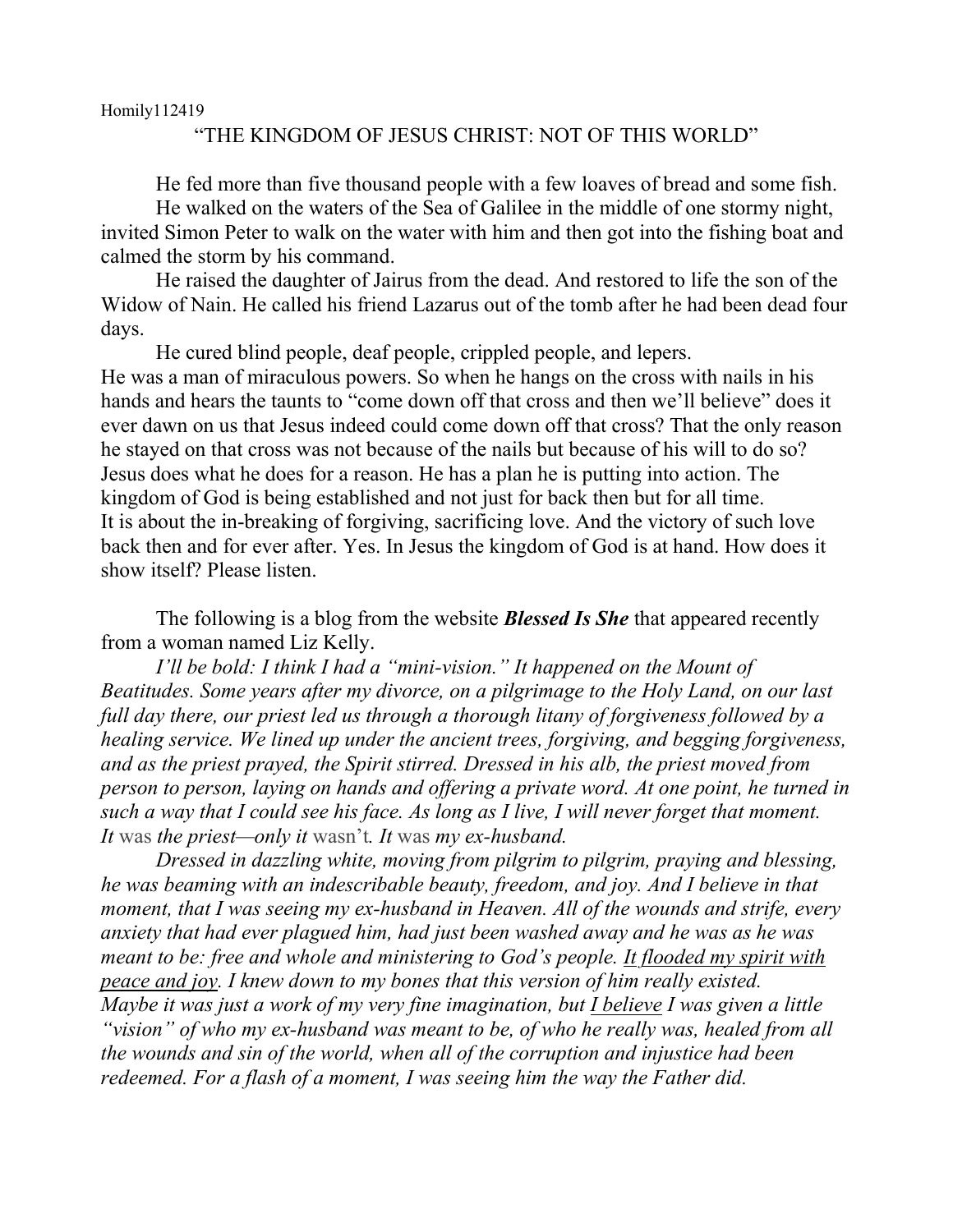Homily112419

# "THE KINGDOM OF JESUS CHRIST: NOT OF THIS WORLD"

He fed more than five thousand people with a few loaves of bread and some fish.

He walked on the waters of the Sea of Galilee in the middle of one stormy night, invited Simon Peter to walk on the water with him and then got into the fishing boat and calmed the storm by his command.

He raised the daughter of Jairus from the dead. And restored to life the son of the Widow of Nain. He called his friend Lazarus out of the tomb after he had been dead four days.

He cured blind people, deaf people, crippled people, and lepers.

He was a man of miraculous powers. So when he hangs on the cross with nails in his hands and hears the taunts to "come down off that cross and then we'll believe" does it ever dawn on us that Jesus indeed could come down off that cross? That the only reason he stayed on that cross was not because of the nails but because of his will to do so? Jesus does what he does for a reason. He has a plan he is putting into action. The kingdom of God is being established and not just for back then but for all time.
It is about the in-breaking of forgiving, sacrificing love. And the victory of such love back then and for ever after. Yes. In Jesus the kingdom of God is at hand. How does it show itself? Please listen.

The following is a blog from the website ***Blessed Is She*** that appeared recently from a woman named Liz Kelly.

*I'll be bold: I think I had a "mini-vision." It happened on the Mount of Beatitudes. Some years after my divorce, on a pilgrimage to the Holy Land, on our last full day there, our priest led us through a thorough litany of forgiveness followed by a healing service. We lined up under the ancient trees, forgiving, and begging forgiveness, and as the priest prayed, the Spirit stirred. Dressed in his alb, the priest moved from person to person, laying on hands and offering a private word. At one point, he turned in such a way that I could see his face. As long as I live, I will never forget that moment. It* was *the priest—only it* wasn't*. It* was *my ex-husband.*

*Dressed in dazzling white, moving from pilgrim to pilgrim, praying and blessing, he was beaming with an indescribable beauty, freedom, and joy. And I believe in that moment, that I was seeing my ex-husband in Heaven. All of the wounds and strife, every anxiety that had ever plagued him, had just been washed away and he was as he was meant to be: free and whole and ministering to God's people. <u>It flooded my spirit with peace and joy</u>. I knew down to my bones that this version of him really existed. Maybe it was just a work of my very fine imagination, but <u>I believe</u> I was given a little "vision" of who my ex-husband was meant to be, of who he really was, healed from all the wounds and sin of the world, when all of the corruption and injustice had been redeemed. For a flash of a moment, I was seeing him the way the Father did.*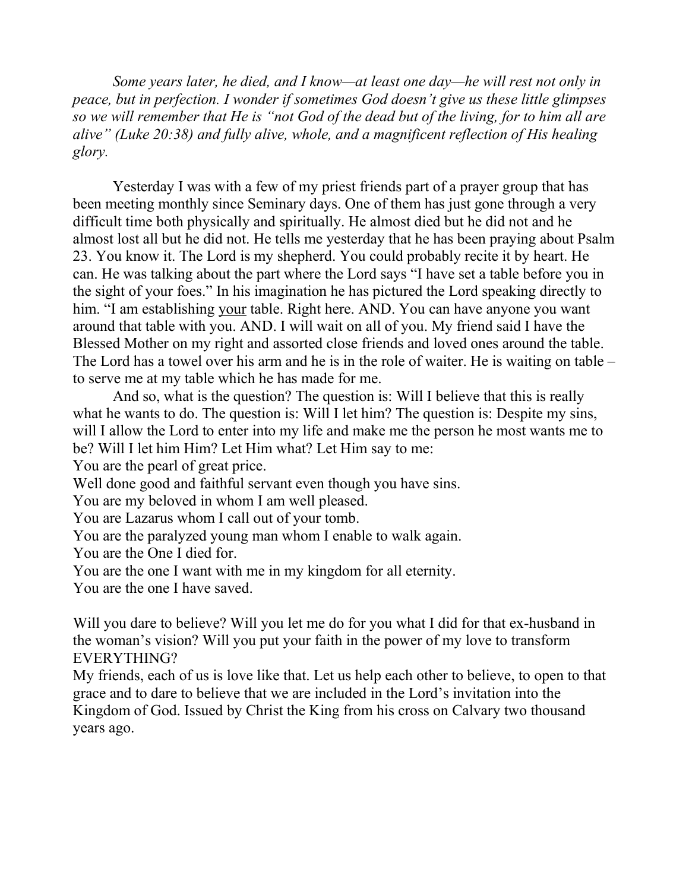*Some years later, he died, and I know—at least one day—he will rest not only in peace, but in perfection. I wonder if sometimes God doesn't give us these little glimpses so we will remember that He is "not God of the dead but of the living, for to him all are alive" (Luke 20:38) and fully alive, whole, and a magnificent reflection of His healing glory.*

Yesterday I was with a few of my priest friends part of a prayer group that has been meeting monthly since Seminary days. One of them has just gone through a very difficult time both physically and spiritually. He almost died but he did not and he almost lost all but he did not. He tells me yesterday that he has been praying about Psalm 23. You know it. The Lord is my shepherd. You could probably recite it by heart. He can. He was talking about the part where the Lord says "I have set a table before you in the sight of your foes." In his imagination he has pictured the Lord speaking directly to him. "I am establishing <u>your</u> table. Right here. AND. You can have anyone you want around that table with you. AND. I will wait on all of you. My friend said I have the Blessed Mother on my right and assorted close friends and loved ones around the table. The Lord has a towel over his arm and he is in the role of waiter. He is waiting on table – to serve me at my table which he has made for me.

And so, what is the question? The question is: Will I believe that this is really what he wants to do. The question is: Will I let him? The question is: Despite my sins, will I allow the Lord to enter into my life and make me the person he most wants me to be? Will I let him Him? Let Him what? Let Him say to me:

You are the pearl of great price.
Well done good and faithful servant even though you have sins.
You are my beloved in whom I am well pleased.
You are Lazarus whom I call out of your tomb.
You are the paralyzed young man whom I enable to walk again.
You are the One I died for.
You are the one I want with me in my kingdom for all eternity.
You are the one I have saved.

Will you dare to believe? Will you let me do for you what I did for that ex-husband in the woman's vision? Will you put your faith in the power of my love to transform EVERYTHING?

My friends, each of us is love like that. Let us help each other to believe, to open to that grace and to dare to believe that we are included in the Lord's invitation into the Kingdom of God. Issued by Christ the King from his cross on Calvary two thousand years ago.